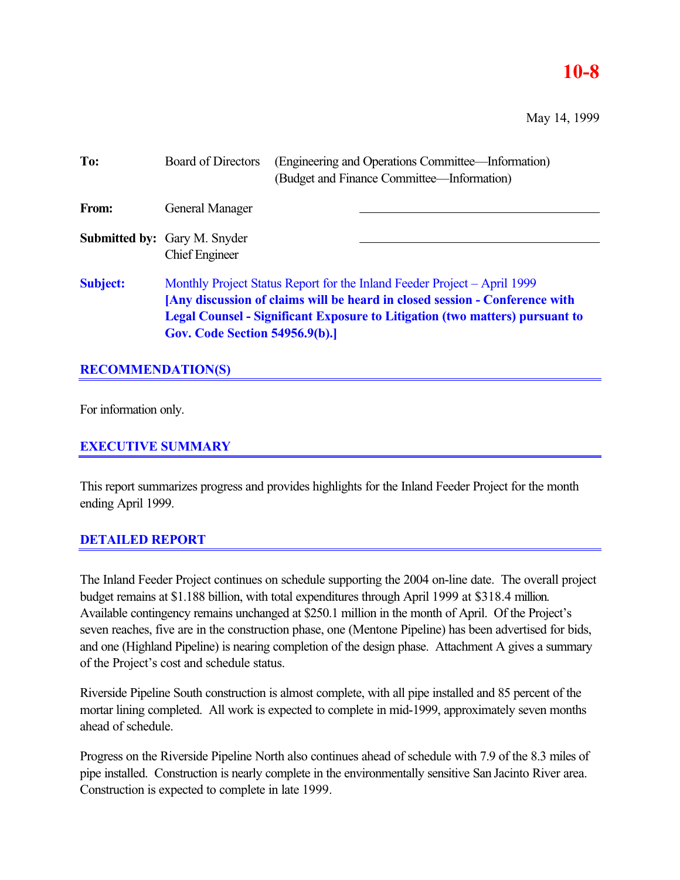**10-8**

May 14, 1999

| | | |
|---|---|---|
| **To:** | Board of Directors | (Engineering and Operations Committee—Information) (Budget and Finance Committee—Information) |
| **From:** | General Manager | |
| **Submitted by:** | Gary M. Snyder Chief Engineer | |
| **Subject:** | Monthly Project Status Report for the Inland Feeder Project – April 1999 **[Any discussion of claims will be heard in closed session - Conference with Legal Counsel - Significant Exposure to Litigation (two matters) pursuant to Gov. Code Section 54956.9(b).]** | |

## RECOMMENDATION(S)

For information only.

## EXECUTIVE SUMMARY

This report summarizes progress and provides highlights for the Inland Feeder Project for the month ending April 1999.

## DETAILED REPORT

The Inland Feeder Project continues on schedule supporting the 2004 on-line date. The overall project budget remains at $1.188 billion, with total expenditures through April 1999 at $318.4 million. Available contingency remains unchanged at $250.1 million in the month of April. Of the Project's seven reaches, five are in the construction phase, one (Mentone Pipeline) has been advertised for bids, and one (Highland Pipeline) is nearing completion of the design phase. Attachment A gives a summary of the Project's cost and schedule status.

Riverside Pipeline South construction is almost complete, with all pipe installed and 85 percent of the mortar lining completed. All work is expected to complete in mid-1999, approximately seven months ahead of schedule.

Progress on the Riverside Pipeline North also continues ahead of schedule with 7.9 of the 8.3 miles of pipe installed. Construction is nearly complete in the environmentally sensitive San Jacinto River area. Construction is expected to complete in late 1999.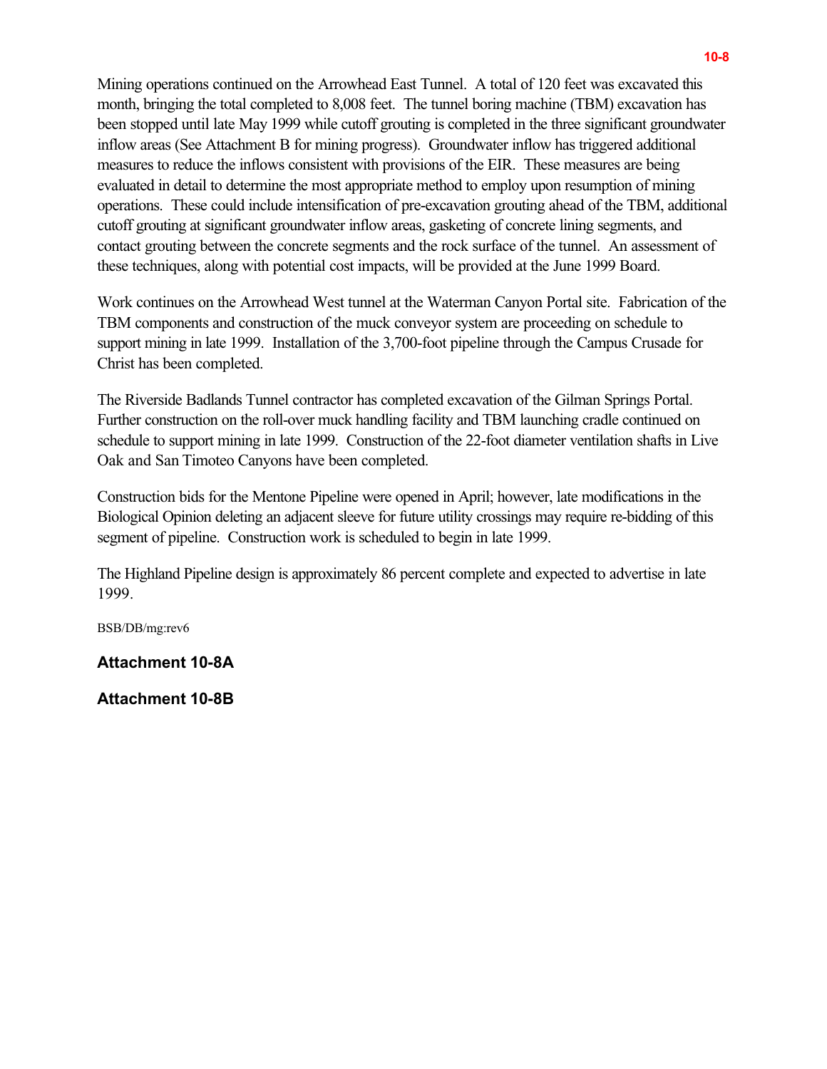Mining operations continued on the Arrowhead East Tunnel. A total of 120 feet was excavated this month, bringing the total completed to 8,008 feet. The tunnel boring machine (TBM) excavation has been stopped until late May 1999 while cutoff grouting is completed in the three significant groundwater inflow areas (See Attachment B for mining progress). Groundwater inflow has triggered additional measures to reduce the inflows consistent with provisions of the EIR. These measures are being evaluated in detail to determine the most appropriate method to employ upon resumption of mining operations. These could include intensification of pre-excavation grouting ahead of the TBM, additional cutoff grouting at significant groundwater inflow areas, gasketing of concrete lining segments, and contact grouting between the concrete segments and the rock surface of the tunnel. An assessment of these techniques, along with potential cost impacts, will be provided at the June 1999 Board.

Work continues on the Arrowhead West tunnel at the Waterman Canyon Portal site. Fabrication of the TBM components and construction of the muck conveyor system are proceeding on schedule to support mining in late 1999. Installation of the 3,700-foot pipeline through the Campus Crusade for Christ has been completed.

The Riverside Badlands Tunnel contractor has completed excavation of the Gilman Springs Portal. Further construction on the roll-over muck handling facility and TBM launching cradle continued on schedule to support mining in late 1999. Construction of the 22-foot diameter ventilation shafts in Live Oak and San Timoteo Canyons have been completed.

Construction bids for the Mentone Pipeline were opened in April; however, late modifications in the Biological Opinion deleting an adjacent sleeve for future utility crossings may require re-bidding of this segment of pipeline. Construction work is scheduled to begin in late 1999.

The Highland Pipeline design is approximately 86 percent complete and expected to advertise in late 1999.

BSB/DB/mg:rev6

**Attachment 10-8A**

**Attachment 10-8B**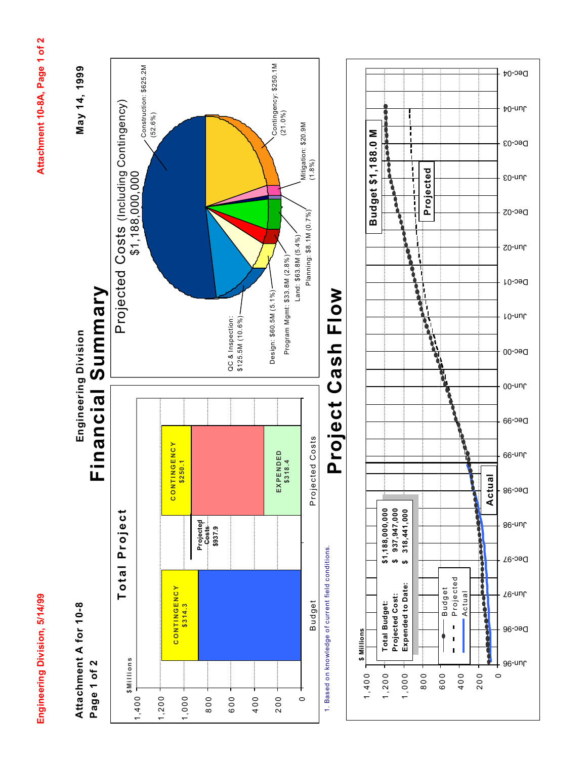Attachment A for 10-8
Page 1 of 2

May 14, 1999

Engineering Division

# Financial Summary

## Total Project

$Millions

| | Budget | Projected Costs |
|---|---|---|
| CONTINGENCY | $314.3 | $250.1 |
| EXPENDED | | $318.4 |
| Projected Costs[1] | | $937.9 |

1. Based on knowledge of current field conditions.

## Projected Costs (Including Contingency) $1,188,000,000

- Construction: $625.2M (52.6%)
- Contingency: $250.1M (21.0%)
- Mitigation: $20.9M (1.8%)
- Planning: $8.1M (0.7%)
- Land: $63.8M (5.4%)
- Program Mgmt: $33.8M (2.8%)
- Design: $60.5M (5.1%)
- QC & Inspection: $125.5M (10.6%)

# Project Cash Flow

$ Millions

| | |
|---|---|
| Total Budget: | $1,188,000,000 |
| Projected Cost: | $ 937,947,000 |
| Expended to Date: | $ 318,441,000 |

Budget $1,188.0 M

Projected

Actual

Legend: Budget, Projected, Actual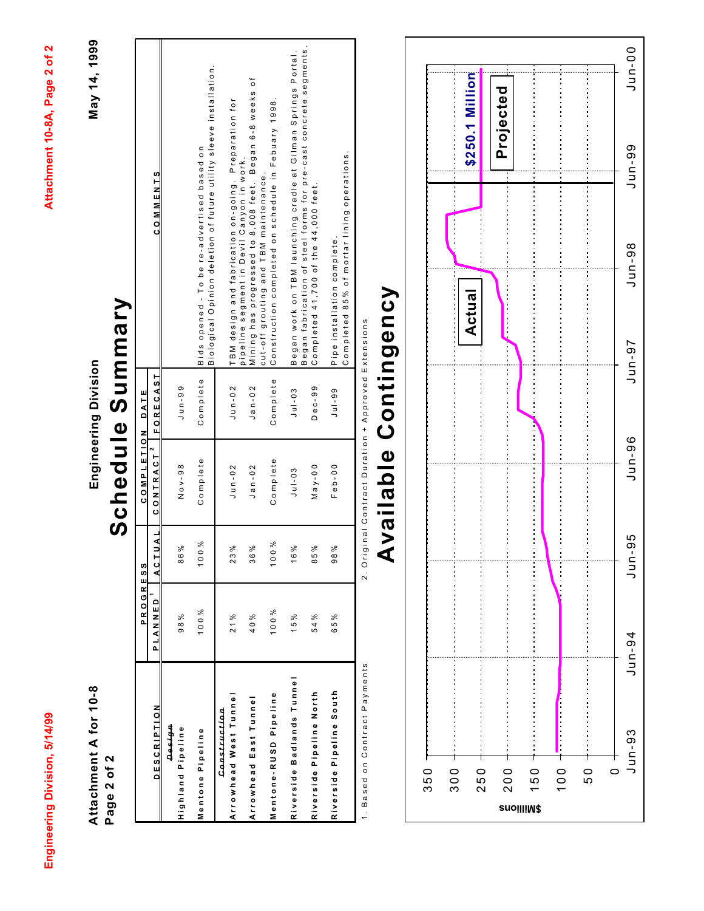**Attachment A for 10-8**
**Page 2 of 2**

**Engineering Division**

**May 14, 1999**

# Schedule Summary

| DESCRIPTION | PROGRESS | | COMPLETION DATE | | COMMENTS |
|---|---|---|---|---|---|
| | PLANNED[1] | ACTUAL | CONTRACT[2] | FORECAST | |
| ***Design*** | | | | | |
| Highland Pipeline | 98% | 86% | Nov-98 | Jun-99 | Bids opened - To be re-advertised based on Biological Opinion deletion of future utility sleeve installation. |
| Mentone Pipeline | 100% | 100% | Complete | Complete | |
| ***Construction*** | | | | | |
| Arrowhead West Tunnel | 21% | 23% | Jun-02 | Jun-02 | TBM design and fabrication on-going. Preparation for pipeline segment in Devil Canyon in work. |
| Arrowhead East Tunnel | 40% | 36% | Jan-02 | Jan-02 | Mining has progressed to 8,008 feet. Began 6-8 weeks of cut-off grouting and TBM maintenance. |
| Mentone-RUSD Pipeline | 100% | 100% | Complete | Complete | Construction completed on schedule in Febuary 1998. |
| Riverside Badlands Tunnel | 15% | 16% | Jul-03 | Jul-03 | Began work on TBM launching cradle at Gilman Springs Portal. Began fabrication of steel forms for pre-cast concrete segments. |
| Riverside Pipeline North | 54% | 85% | May-00 | Dec-99 | Completed 41,700 of the 44,000 feet. |
| Riverside Pipeline South | 65% | 98% | Feb-00 | Jul-99 | Pipe installation complete. Completed 85% of mortar lining operations. |

1. Based on Contract Payments
2. Original Contract Duration + Approved Extensions

# Available Contingency

[Line chart: $Millions (0–350) from Jun-93 to Jun-00; "Actual" line rising from about 105 to about 315 in late 1998, then "Projected" at $250.1 Million from mid-1999.]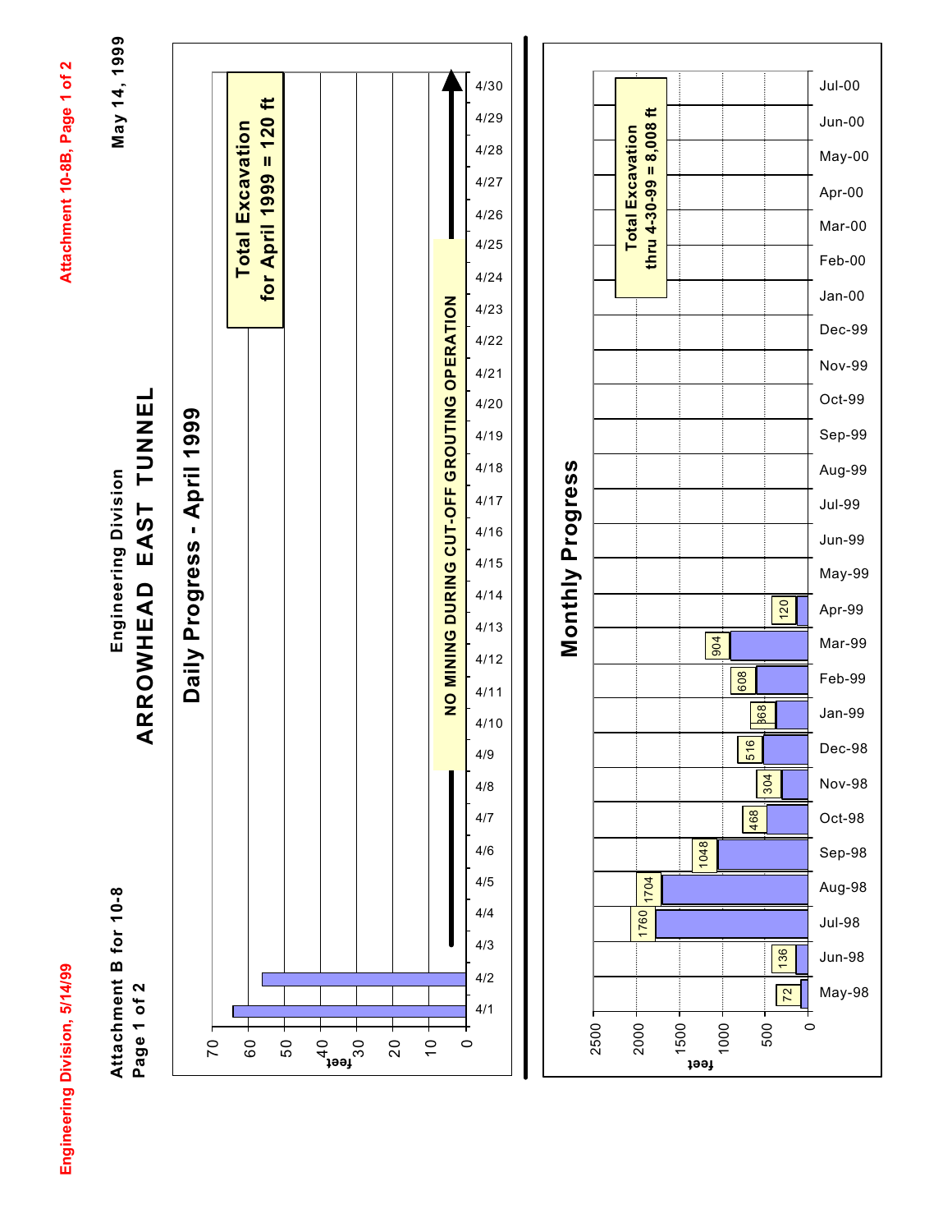Attachment B for 10-8

Engineering Division

# ARROWHEAD EAST TUNNEL

May 14, 1999

## Daily Progress - April 1999

**Total Excavation for April 1999 = 120 ft**

NO MINING DURING CUT-OFF GROUTING OPERATION

| Date | feet |
|---|---|
| 4/1 | 64 |
| 4/2 | 56 |

## Monthly Progress

**Total Excavation thru 4-30-99 = 8,008 ft**

| Month | feet |
|---|---|
| May-98 | 72 |
| Jun-98 | 136 |
| Jul-98 | 1760 |
| Aug-98 | 1704 |
| Sep-98 | 1048 |
| Oct-98 | 468 |
| Nov-98 | 304 |
| Dec-98 | 516 |
| Jan-99 | 368 |
| Feb-99 | 608 |
| Mar-99 | 904 |
| Apr-99 | 120 |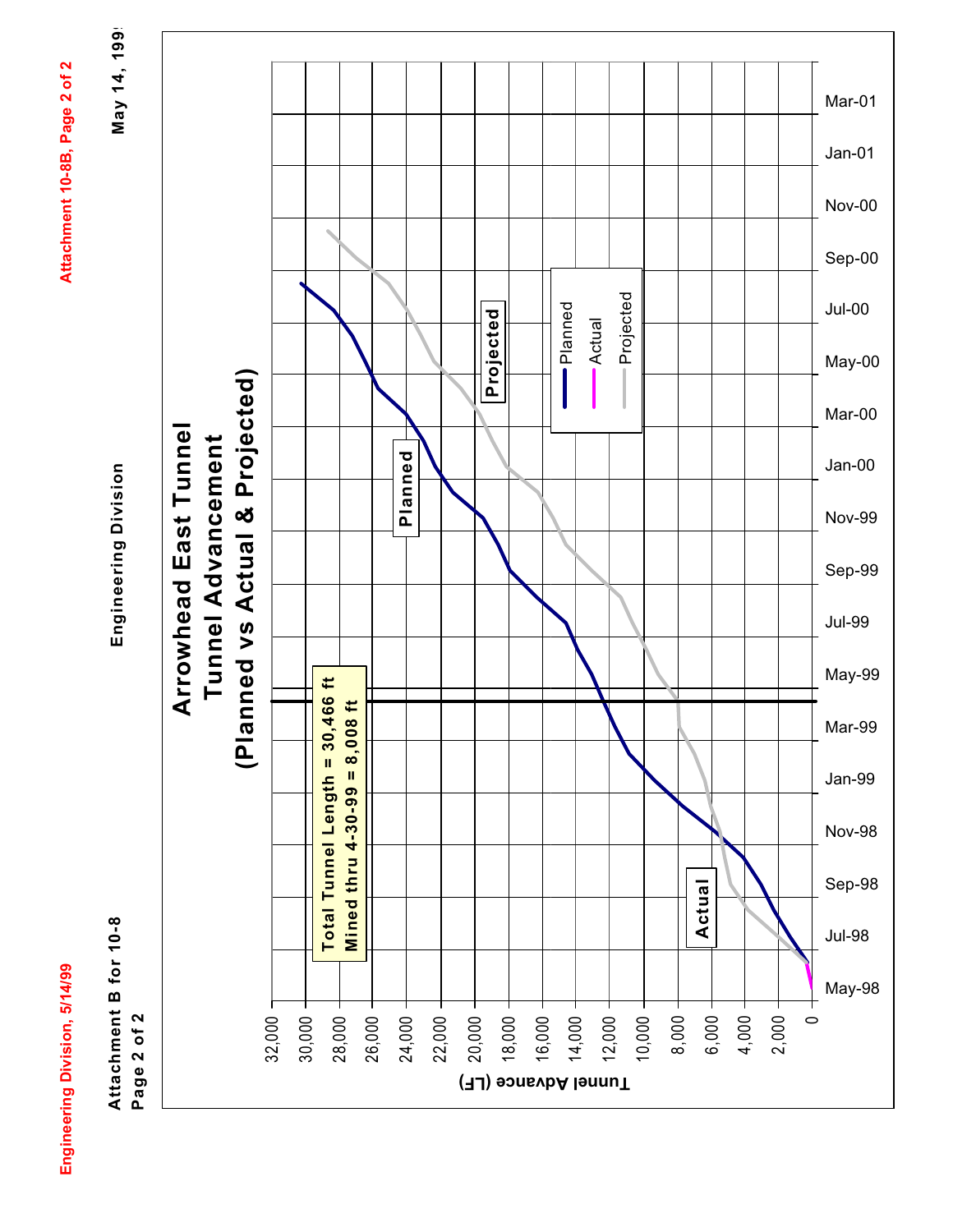Attachment B for 10-8
Page 2 of 2

Engineering Division

May 14, 1999

# Arrowhead East Tunnel
## Tunnel Advancement
## (Planned vs Actual & Projected)

Total Tunnel Length = 30,466 ft
Mined thru 4-30-99 = 8,008 ft

Tunnel Advance (LF)

32,000
30,000
28,000
26,000
24,000
22,000
20,000
18,000
16,000
14,000
12,000
10,000
8,000
6,000
4,000
2,000
0

May-98
Jul-98
Sep-98
Nov-98
Jan-99
Mar-99
May-99
Jul-99
Sep-99
Nov-99
Jan-00
Mar-00
May-00
Jul-00
Sep-00
Nov-00
Jan-01
Mar-01

Actual

Planned

Projected

Planned
Actual
Projected